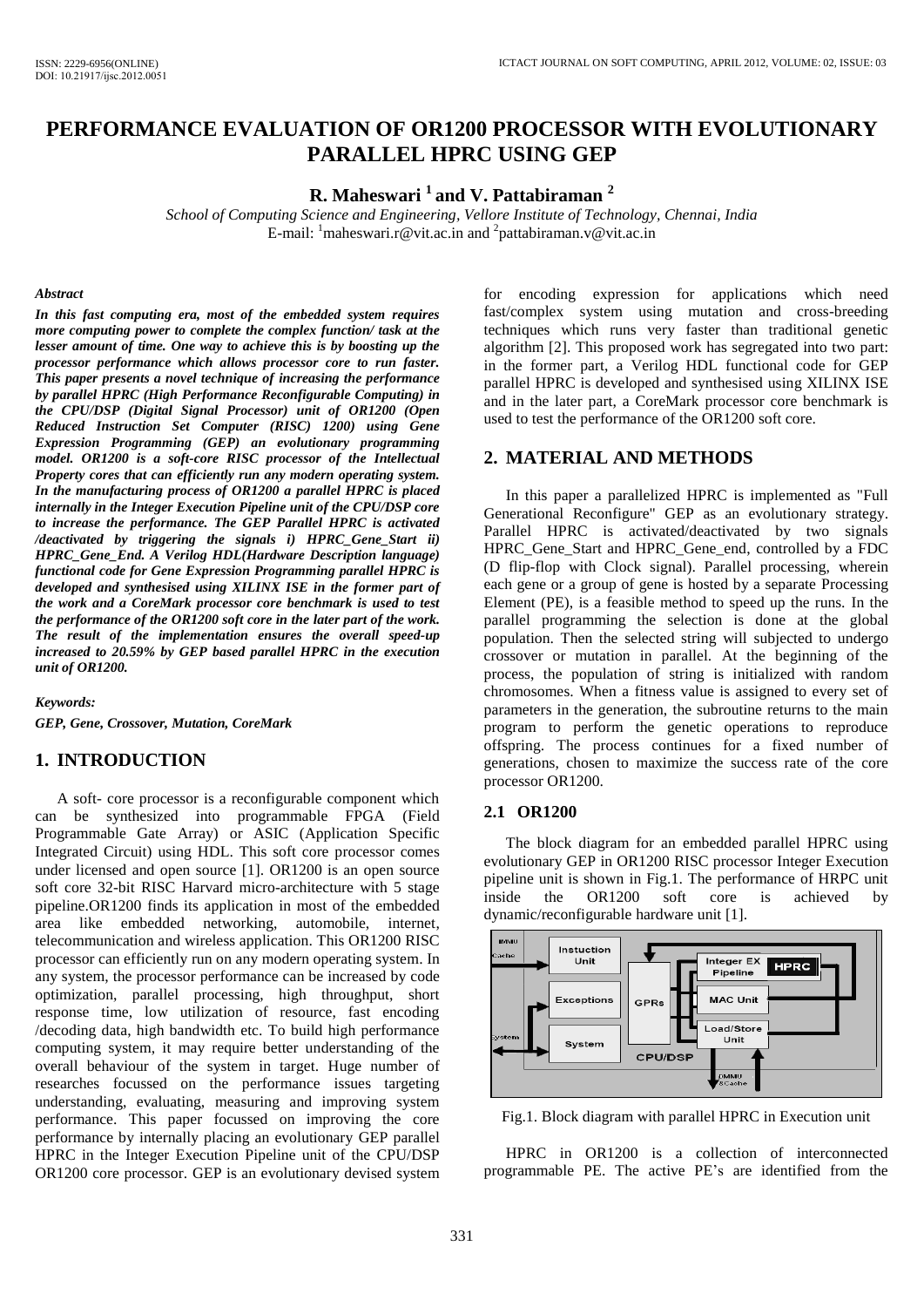# PERFORMANCE EVALUATION OF OR1200 PROCESSOR WITH EVOLUTIONARY PARALLEL HPRC USING GEP

**R. Maheswari [1] and V. Pattabiraman [2]**

*School of Computing Science and Engineering, Vellore Institute of Technology, Chennai, India*
E-mail: [1]maheswari.r@vit.ac.in and [2]pattabiraman.v@vit.ac.in

***Abstract***

***In this fast computing era, most of the embedded system requires more computing power to complete the complex function/ task at the lesser amount of time. One way to achieve this is by boosting up the processor performance which allows processor core to run faster. This paper presents a novel technique of increasing the performance by parallel HPRC (High Performance Reconfigurable Computing) in the CPU/DSP (Digital Signal Processor) unit of OR1200 (Open Reduced Instruction Set Computer (RISC) 1200) using Gene Expression Programming (GEP) an evolutionary programming model. OR1200 is a soft-core RISC processor of the Intellectual Property cores that can efficiently run any modern operating system. In the manufacturing process of OR1200 a parallel HPRC is placed internally in the Integer Execution Pipeline unit of the CPU/DSP core to increase the performance. The GEP Parallel HPRC is activated /deactivated by triggering the signals i) HPRC_Gene_Start ii) HPRC_Gene_End. A Verilog HDL(Hardware Description language) functional code for Gene Expression Programming parallel HPRC is developed and synthesised using XILINX ISE in the former part of the work and a CoreMark processor core benchmark is used to test the performance of the OR1200 soft core in the later part of the work. The result of the implementation ensures the overall speed-up increased to 20.59% by GEP based parallel HPRC in the execution unit of OR1200.***

***Keywords:***

***GEP, Gene, Crossover, Mutation, CoreMark***

## 1. INTRODUCTION

A soft- core processor is a reconfigurable component which can be synthesized into programmable FPGA (Field Programmable Gate Array) or ASIC (Application Specific Integrated Circuit) using HDL. This soft core processor comes under licensed and open source [1]. OR1200 is an open source soft core 32-bit RISC Harvard micro-architecture with 5 stage pipeline.OR1200 finds its application in most of the embedded area like embedded networking, automobile, internet, telecommunication and wireless application. This OR1200 RISC processor can efficiently run on any modern operating system. In any system, the processor performance can be increased by code optimization, parallel processing, high throughput, short response time, low utilization of resource, fast encoding /decoding data, high bandwidth etc. To build high performance computing system, it may require better understanding of the overall behaviour of the system in target. Huge number of researches focussed on the performance issues targeting understanding, evaluating, measuring and improving system performance. This paper focussed on improving the core performance by internally placing an evolutionary GEP parallel HPRC in the Integer Execution Pipeline unit of the CPU/DSP OR1200 core processor. GEP is an evolutionary devised system for encoding expression for applications which need fast/complex system using mutation and cross-breeding techniques which runs very faster than traditional genetic algorithm [2]. This proposed work has segregated into two part: in the former part, a Verilog HDL functional code for GEP parallel HPRC is developed and synthesised using XILINX ISE and in the later part, a CoreMark processor core benchmark is used to test the performance of the OR1200 soft core.

## 2. MATERIAL AND METHODS

In this paper a parallelized HPRC is implemented as "Full Generational Reconfigure" GEP as an evolutionary strategy. Parallel HPRC is activated/deactivated by two signals HPRC_Gene_Start and HPRC_Gene_end, controlled by a FDC (D flip-flop with Clock signal). Parallel processing, wherein each gene or a group of gene is hosted by a separate Processing Element (PE), is a feasible method to speed up the runs. In the parallel programming the selection is done at the global population. Then the selected string will subjected to undergo crossover or mutation in parallel. At the beginning of the process, the population of string is initialized with random chromosomes. When a fitness value is assigned to every set of parameters in the generation, the subroutine returns to the main program to perform the genetic operations to reproduce offspring. The process continues for a fixed number of generations, chosen to maximize the success rate of the core processor OR1200.

### 2.1 OR1200

The block diagram for an embedded parallel HPRC using evolutionary GEP in OR1200 RISC processor Integer Execution pipeline unit is shown in Fig.1. The performance of HRPC unit inside the OR1200 soft core is achieved by dynamic/reconfigurable hardware unit [1].

Fig.1. Block diagram with parallel HPRC in Execution unit

HPRC in OR1200 is a collection of interconnected programmable PE. The active PE's are identified from the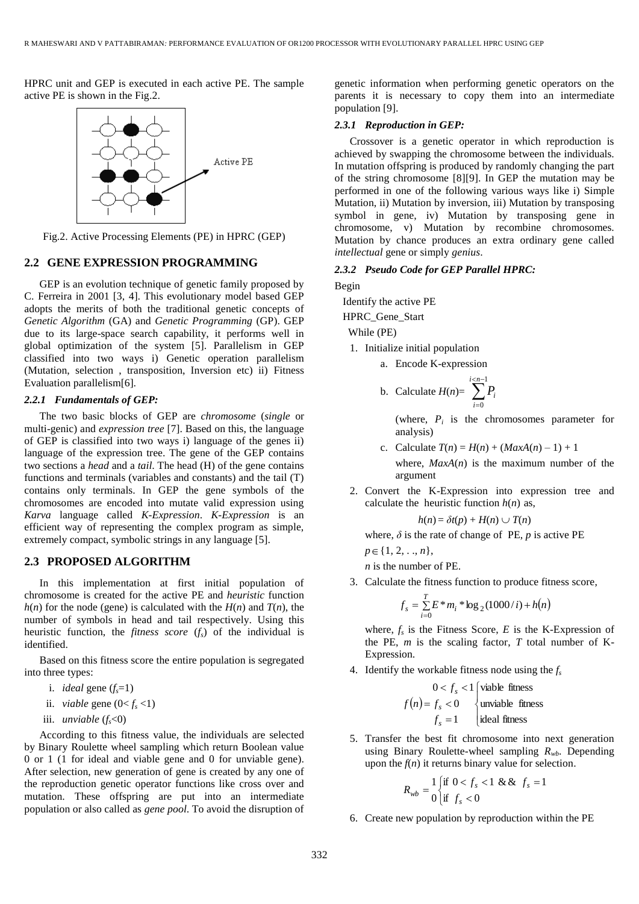HPRC unit and GEP is executed in each active PE. The sample active PE is shown in the Fig.2.

Fig.2. Active Processing Elements (PE) in HPRC (GEP)

## 2.2 GENE EXPRESSION PROGRAMMING

GEP is an evolution technique of genetic family proposed by C. Ferreira in 2001 [3, 4]. This evolutionary model based GEP adopts the merits of both the traditional genetic concepts of *Genetic Algorithm* (GA) and *Genetic Programming* (GP). GEP due to its large-space search capability, it performs well in global optimization of the system [5]. Parallelism in GEP classified into two ways i) Genetic operation parallelism (Mutation, selection , transposition, Inversion etc) ii) Fitness Evaluation parallelism[6].

### *2.2.1 Fundamentals of GEP:*

The two basic blocks of GEP are *chromosome* (*single* or multi-genic) and *expression tree* [7]. Based on this, the language of GEP is classified into two ways i) language of the genes ii) language of the expression tree. The gene of the GEP contains two sections a *head* and a *tail*. The head (H) of the gene contains functions and terminals (variables and constants) and the tail (T) contains only terminals. In GEP the gene symbols of the chromosomes are encoded into mutate valid expression using *Karva* language called *K-Expression*. *K-Expression* is an efficient way of representing the complex program as simple, extremely compact, symbolic strings in any language [5].

## 2.3 PROPOSED ALGORITHM

In this implementation at first initial population of chromosome is created for the active PE and *heuristic* function $h(n)$ for the node (gene) is calculated with the $H(n)$ and $T(n)$, the number of symbols in head and tail respectively. Using this heuristic function, the *fitness score* ($f_s$) of the individual is identified.

Based on this fitness score the entire population is segregated into three types:

i. *ideal* gene ($f_s$=1)

ii. *viable* gene ($0< f_s <1$)

iii. *unviable* ($f_s$<0)

According to this fitness value, the individuals are selected by Binary Roulette wheel sampling which return Boolean value 0 or 1 (1 for ideal and viable gene and 0 for unviable gene). After selection, new generation of gene is created by any one of the reproduction genetic operator functions like cross over and mutation. These offspring are put into an intermediate population or also called as *gene pool*. To avoid the disruption of genetic information when performing genetic operators on the parents it is necessary to copy them into an intermediate population [9].

### *2.3.1 Reproduction in GEP:*

Crossover is a genetic operator in which reproduction is achieved by swapping the chromosome between the individuals. In mutation offspring is produced by randomly changing the part of the string chromosome [8][9]. In GEP the mutation may be performed in one of the following various ways like i) Simple Mutation, ii) Mutation by inversion, iii) Mutation by transposing symbol in gene, iv) Mutation by transposing gene in chromosome, v) Mutation by recombine chromosomes. Mutation by chance produces an extra ordinary gene called *intellectual* gene or simply *genius*.

### *2.3.2 Pseudo Code for GEP Parallel HPRC:*

Begin

Identify the active PE

HPRC_Gene_Start

While (PE)

1. Initialize initial population

   a. Encode K-expression

   b. Calculate $H(n)= \sum_{i=0}^{i<n-1} P_i$

      (where, $P_i$ is the chromosomes parameter for analysis)

   c. Calculate $T(n) = H(n) + (MaxA(n) – 1) + 1$

      where, $MaxA(n)$ is the maximum number of the argument

2. Convert the K-Expression into expression tree and calculate the heuristic function $h(n)$ as,

   $$h(n) = \delta t(p) + H(n) \cup T(n)$$

   where, $\delta$ is the rate of change of PE, $p$ is active PE

   $p \in \{1, 2, . ., n\}$,

   $n$ is the number of PE.

3. Calculate the fitness function to produce fitness score,

   $$f_s = \sum_{i=0}^{T} E * m_i * \log_2(1000/i) + h(n)$$

   where, $f_s$ is the Fitness Score, $E$ is the K-Expression of the PE, $m$ is the scaling factor, $T$ total number of K-Expression.

4. Identify the workable fitness node using the $f_s$

   $$f(n) = \begin{cases} 0 < f_s < 1 & \text{viable fitness} \\ f_s < 0 & \text{unviable fitness} \\ f_s = 1 & \text{ideal fitness} \end{cases}$$

5. Transfer the best fit chromosome into next generation using Binary Roulette-wheel sampling $R_{wb}$. Depending upon the $f(n)$ it returns binary value for selection.

   $$R_{wb} = \begin{cases} 1 & \text{if } 0 < f_s < 1 \ \&\& \ f_s = 1 \\ 0 & \text{if } f_s < 0 \end{cases}$$

6. Create new population by reproduction within the PE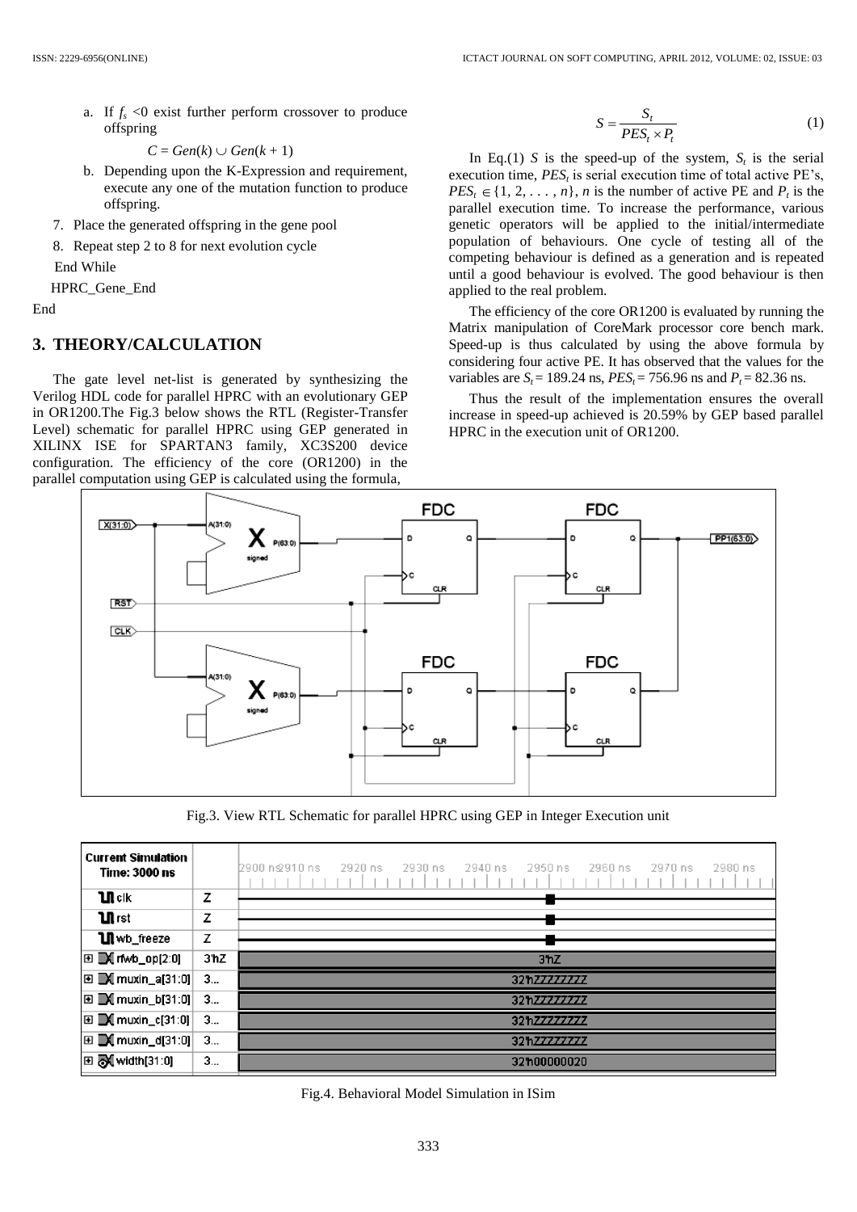a. If $f_s$ <0 exist further perform crossover to produce offspring

$$C = Gen(k) \cup Gen(k + 1)$$

b. Depending upon the K-Expression and requirement, execute any one of the mutation function to produce offspring.

7. Place the generated offspring in the gene pool
8. Repeat step 2 to 8 for next evolution cycle

End While

HPRC_Gene_End

End

## 3. THEORY/CALCULATION

The gate level net-list is generated by synthesizing the Verilog HDL code for parallel HPRC with an evolutionary GEP in OR1200.The Fig.3 below shows the RTL (Register-Transfer Level) schematic for parallel HPRC using GEP generated in XILINX ISE for SPARTAN3 family, XC3S200 device configuration. The efficiency of the core (OR1200) in the parallel computation using GEP is calculated using the formula,

$$S = \frac{S_t}{PES_t \times P_t} \tag{1}$$

In Eq.(1) $S$ is the speed-up of the system, $S_t$ is the serial execution time, $PES_t$ is serial execution time of total active PE's, $PES_t \in \{1, 2, . . . , n\}$, $n$ is the number of active PE and $P_t$ is the parallel execution time. To increase the performance, various genetic operators will be applied to the initial/intermediate population of behaviours. One cycle of testing all of the competing behaviour is defined as a generation and is repeated until a good behaviour is evolved. The good behaviour is then applied to the real problem.

The efficiency of the core OR1200 is evaluated by running the Matrix manipulation of CoreMark processor core bench mark. Speed-up is thus calculated by using the above formula by considering four active PE. It has observed that the values for the variables are $S_t$ = 189.24 ns, $PES_t$ = 756.96 ns and $P_t$ = 82.36 ns.

Thus the result of the implementation ensures the overall increase in speed-up achieved is 20.59% by GEP based parallel HPRC in the execution unit of OR1200.

Fig.3. View RTL Schematic for parallel HPRC using GEP in Integer Execution unit

Fig.4. Behavioral Model Simulation in ISim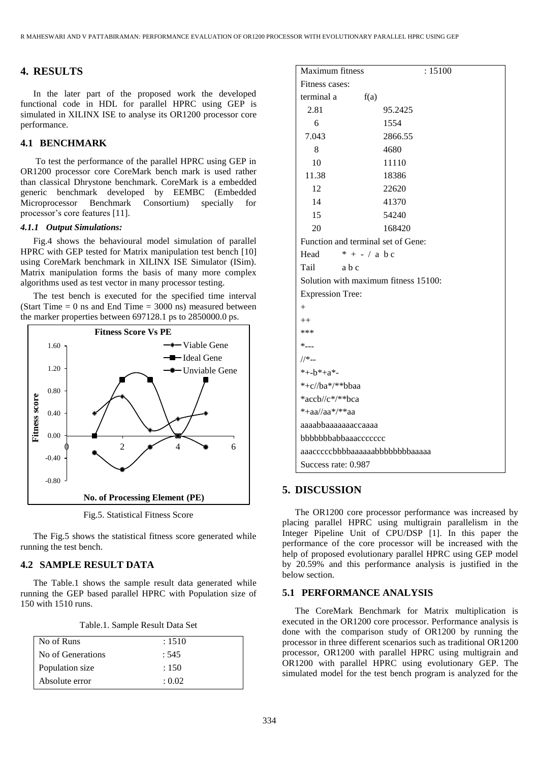## 4. RESULTS

In the later part of the proposed work the developed functional code in HDL for parallel HPRC using GEP is simulated in XILINX ISE to analyse its OR1200 processor core performance.

### 4.1 BENCHMARK

To test the performance of the parallel HPRC using GEP in OR1200 processor core CoreMark bench mark is used rather than classical Dhrystone benchmark. CoreMark is a embedded generic benchmark developed by EEMBC (Embedded Microprocessor Benchmark Consortium) specially for processor's core features [11].

#### *4.1.1 Output Simulations:*

Fig.4 shows the behavioural model simulation of parallel HPRC with GEP tested for Matrix manipulation test bench [10] using CoreMark benchmark in XILINX ISE Simulator (ISim). Matrix manipulation forms the basis of many more complex algorithms used as test vector in many processor testing.

The test bench is executed for the specified time interval (Start Time = 0 ns and End Time = 3000 ns) measured between the marker properties between 697128.1 ps to 2850000.0 ps.

Fig.5. Statistical Fitness Score

The Fig.5 shows the statistical fitness score generated while running the test bench.

### 4.2 SAMPLE RESULT DATA

The Table.1 shows the sample result data generated while running the GEP based parallel HPRC with Population size of 150 with 1510 runs.

Table.1. Sample Result Data Set

| | |
|---|---|
| No of Runs | : 1510 |
| No of Generations | : 545 |
| Population size | : 150 |
| Absolute error | : 0.02 |
| Maximum fitness | : 15100 |

Fitness cases:

| terminal a | f(a) |
|---|---|
| 2.81 | 95.2425 |
| 6 | 1554 |
| 7.043 | 2866.55 |
| 8 | 4680 |
| 10 | 11110 |
| 11.38 | 18386 |
| 12 | 22620 |
| 14 | 41370 |
| 15 | 54240 |
| 20 | 168420 |

Function and terminal set of Gene:

Head &nbsp;&nbsp; * + - / a b c

Tail &nbsp;&nbsp; a b c

Solution with maximum fitness 15100:

Expression Tree:

```
+
++
***
*---
//*--
*+-b*+a*-
*+c//ba*/**bbaa
*accb//c*/**bca
*+aa//aa*/**aa
aaaabbaaaaaaaccaaaa
bbbbbbbabbaaaccccccc
aaacccccbbbbaaaaaabbbbbbbbaaaaa
```

Success rate: 0.987

## 5. DISCUSSION

The OR1200 core processor performance was increased by placing parallel HPRC using multigrain parallelism in the Integer Pipeline Unit of CPU/DSP [1]. In this paper the performance of the core processor will be increased with the help of proposed evolutionary parallel HPRC using GEP model by 20.59% and this performance analysis is justified in the below section.

### 5.1 PERFORMANCE ANALYSIS

The CoreMark Benchmark for Matrix multiplication is executed in the OR1200 core processor. Performance analysis is done with the comparison study of OR1200 by running the processor in three different scenarios such as traditional OR1200 processor, OR1200 with parallel HPRC using multigrain and OR1200 with parallel HPRC using evolutionary GEP. The simulated model for the test bench program is analyzed for the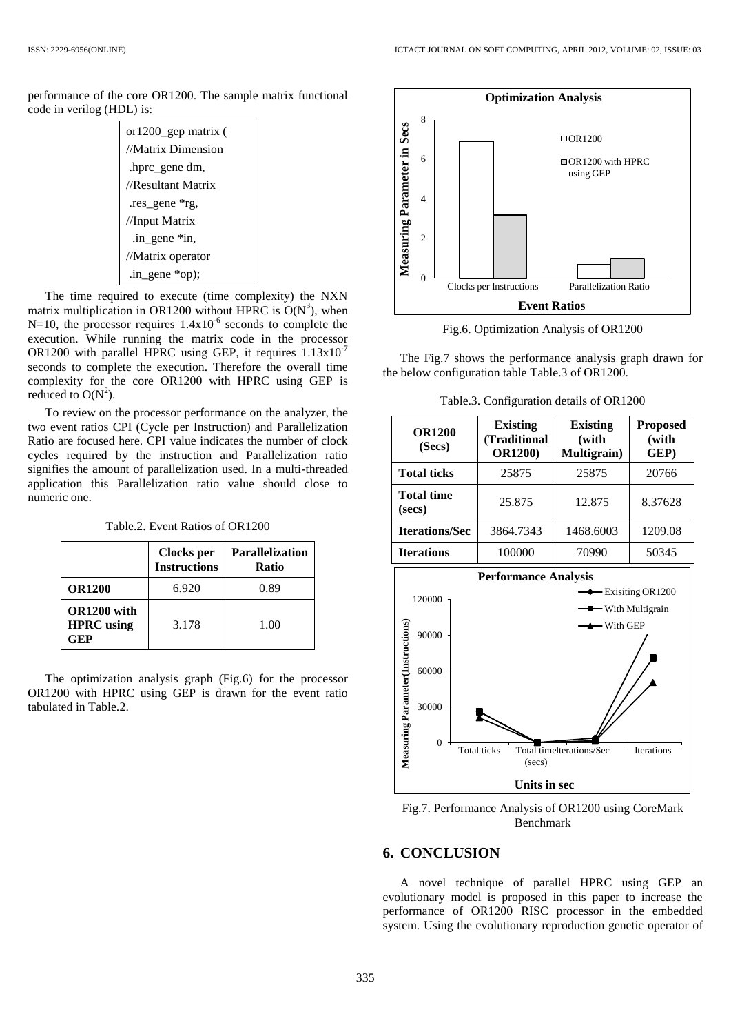performance of the core OR1200. The sample matrix functional code in verilog (HDL) is:

```
or1200_gep matrix (
//Matrix Dimension
 .hprc_gene dm,
//Resultant Matrix
 .res_gene *rg,
//Input Matrix
  .in_gene *in,
//Matrix operator
 .in_gene *op);
```

The time required to execute (time complexity) the NXN matrix multiplication in OR1200 without HPRC is $O(N^3)$, when N=10, the processor requires $1.4\text{x}10^{-6}$ seconds to complete the execution. While running the matrix code in the processor OR1200 with parallel HPRC using GEP, it requires $1.13\text{x}10^{-7}$ seconds to complete the execution. Therefore the overall time complexity for the core OR1200 with HPRC using GEP is reduced to $O(N^2)$.

To review on the processor performance on the analyzer, the two event ratios CPI (Cycle per Instruction) and Parallelization Ratio are focused here. CPI value indicates the number of clock cycles required by the instruction and Parallelization ratio signifies the amount of parallelization used. In a multi-threaded application this Parallelization ratio value should close to numeric one.

Table.2. Event Ratios of OR1200

| | Clocks per Instructions | Parallelization Ratio |
|---|---|---|
| **OR1200** | 6.920 | 0.89 |
| **OR1200 with HPRC using GEP** | 3.178 | 1.00 |

The optimization analysis graph (Fig.6) for the processor OR1200 with HPRC using GEP is drawn for the event ratio tabulated in Table.2.

Fig.6. Optimization Analysis of OR1200

The Fig.7 shows the performance analysis graph drawn for the below configuration table Table.3 of OR1200.

Table.3. Configuration details of OR1200

| OR1200 (Secs) | Existing (Traditional OR1200) | Existing (with Multigrain) | Proposed (with GEP) |
|---|---|---|---|
| **Total ticks** | 25875 | 25875 | 20766 |
| **Total time (secs)** | 25.875 | 12.875 | 8.37628 |
| **Iterations/Sec** | 3864.7343 | 1468.6003 | 1209.08 |
| **Iterations** | 100000 | 70990 | 50345 |

Fig.7. Performance Analysis of OR1200 using CoreMark Benchmark

## 6. CONCLUSION

A novel technique of parallel HPRC using GEP an evolutionary model is proposed in this paper to increase the performance of OR1200 RISC processor in the embedded system. Using the evolutionary reproduction genetic operator of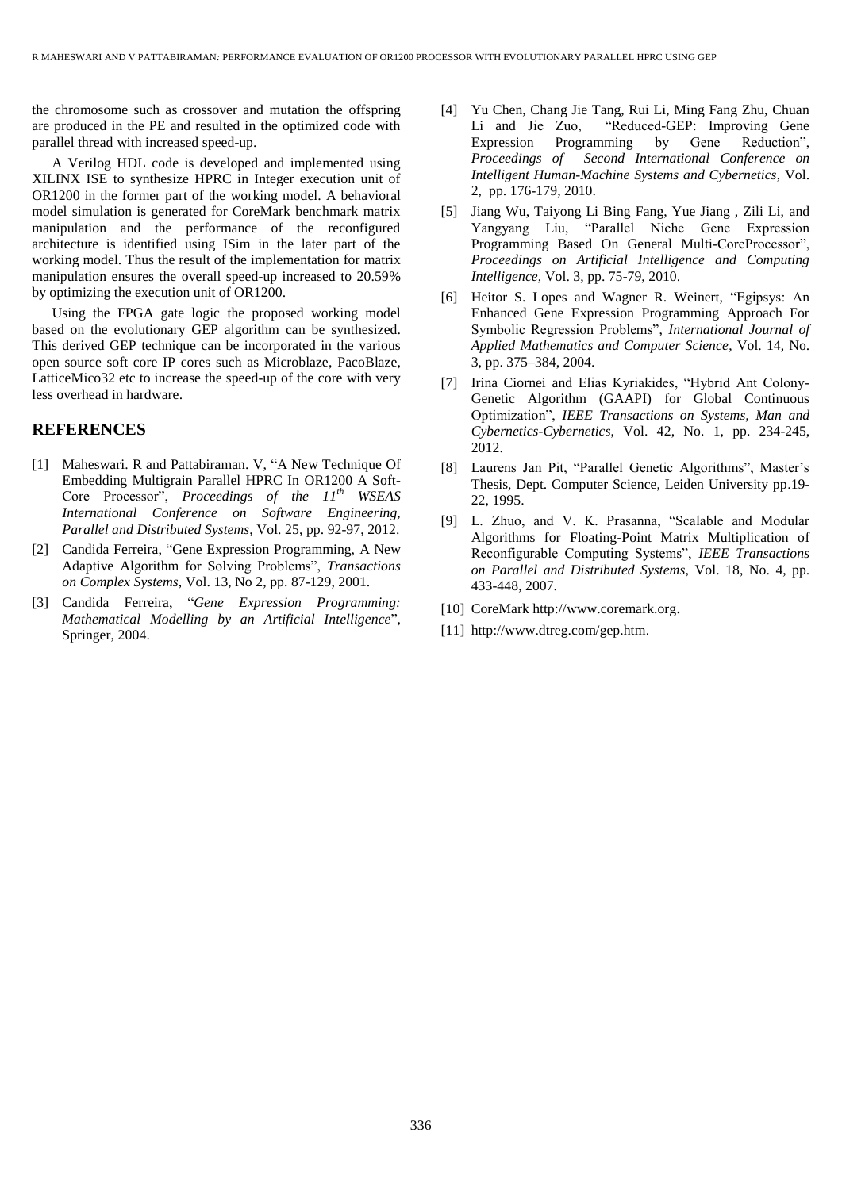the chromosome such as crossover and mutation the offspring are produced in the PE and resulted in the optimized code with parallel thread with increased speed-up.

A Verilog HDL code is developed and implemented using XILINX ISE to synthesize HPRC in Integer execution unit of OR1200 in the former part of the working model. A behavioral model simulation is generated for CoreMark benchmark matrix manipulation and the performance of the reconfigured architecture is identified using ISim in the later part of the working model. Thus the result of the implementation for matrix manipulation ensures the overall speed-up increased to 20.59% by optimizing the execution unit of OR1200.

Using the FPGA gate logic the proposed working model based on the evolutionary GEP algorithm can be synthesized. This derived GEP technique can be incorporated in the various open source soft core IP cores such as Microblaze, PacoBlaze, LatticeMico32 etc to increase the speed-up of the core with very less overhead in hardware.

## REFERENCES

[1] Maheswari. R and Pattabiraman. V, "A New Technique Of Embedding Multigrain Parallel HPRC In OR1200 A Soft-Core Processor", *Proceedings of the 11th WSEAS International Conference on Software Engineering, Parallel and Distributed Systems*, Vol. 25, pp. 92-97, 2012.

[2] Candida Ferreira, "Gene Expression Programming, A New Adaptive Algorithm for Solving Problems", *Transactions on Complex Systems*, Vol. 13, No 2, pp. 87-129, 2001.

[3] Candida Ferreira, "*Gene Expression Programming: Mathematical Modelling by an Artificial Intelligence*", Springer, 2004.

[4] Yu Chen, Chang Jie Tang, Rui Li, Ming Fang Zhu, Chuan Li and Jie Zuo, "Reduced-GEP: Improving Gene Expression Programming by Gene Reduction", *Proceedings of Second International Conference on Intelligent Human-Machine Systems and Cybernetics*, Vol. 2, pp. 176-179, 2010.

[5] Jiang Wu, Taiyong Li Bing Fang, Yue Jiang , Zili Li, and Yangyang Liu, "Parallel Niche Gene Expression Programming Based On General Multi-CoreProcessor", *Proceedings on Artificial Intelligence and Computing Intelligence*, Vol. 3, pp. 75-79, 2010.

[6] Heitor S. Lopes and Wagner R. Weinert, "Egipsys: An Enhanced Gene Expression Programming Approach For Symbolic Regression Problems", *International Journal of Applied Mathematics and Computer Science*, Vol. 14, No. 3, pp. 375–384, 2004.

[7] Irina Ciornei and Elias Kyriakides, "Hybrid Ant Colony-Genetic Algorithm (GAAPI) for Global Continuous Optimization", *IEEE Transactions on Systems, Man and Cybernetics-Cybernetics*, Vol. 42, No. 1, pp. 234-245, 2012.

[8] Laurens Jan Pit, "Parallel Genetic Algorithms", Master's Thesis, Dept. Computer Science, Leiden University pp.19-22, 1995.

[9] L. Zhuo, and V. K. Prasanna, "Scalable and Modular Algorithms for Floating-Point Matrix Multiplication of Reconfigurable Computing Systems", *IEEE Transactions on Parallel and Distributed Systems*, Vol. 18, No. 4, pp. 433-448, 2007.

[10] CoreMark http://www.coremark.org.

[11] http://www.dtreg.com/gep.htm.